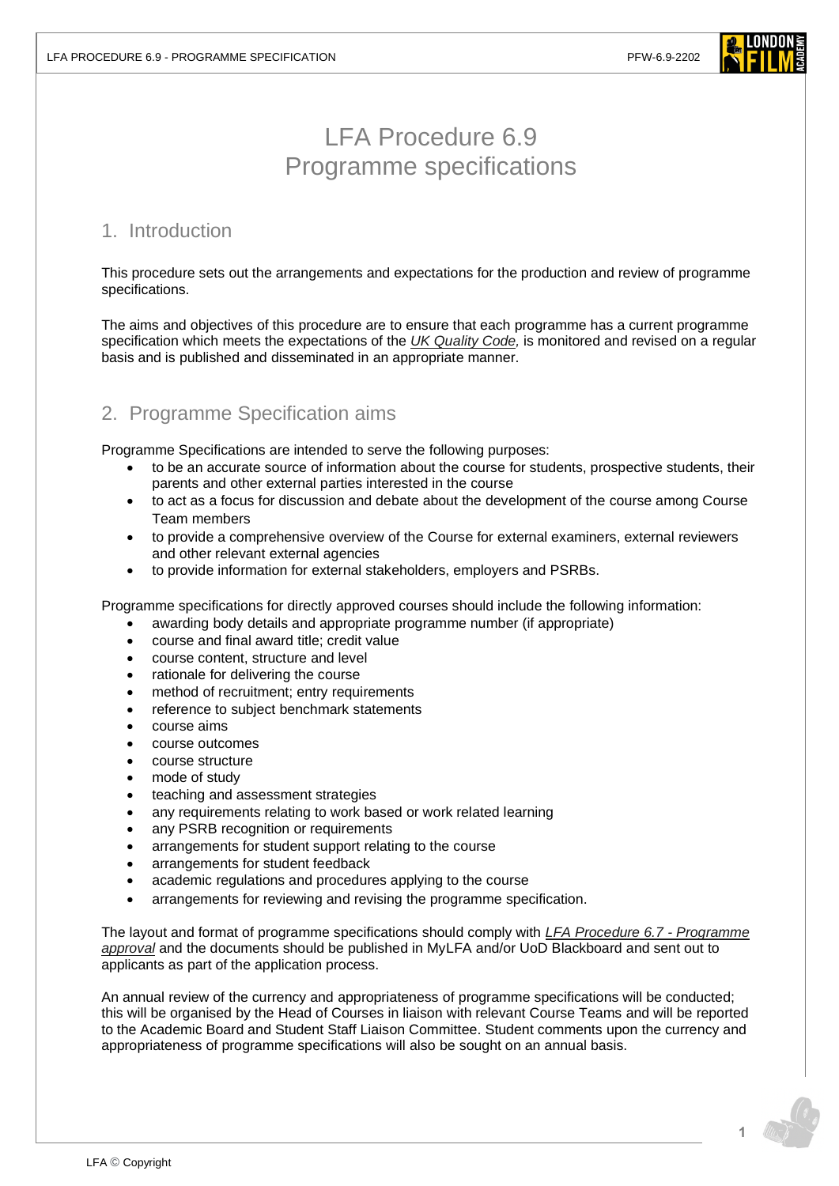# LFA Procedure 6.9
# Programme specifications

## 1. Introduction

This procedure sets out the arrangements and expectations for the production and review of programme specifications.

The aims and objectives of this procedure are to ensure that each programme has a current programme specification which meets the expectations of the *UK Quality Code,* is monitored and revised on a regular basis and is published and disseminated in an appropriate manner.

## 2. Programme Specification aims

Programme Specifications are intended to serve the following purposes:

- to be an accurate source of information about the course for students, prospective students, their parents and other external parties interested in the course
- to act as a focus for discussion and debate about the development of the course among Course Team members
- to provide a comprehensive overview of the Course for external examiners, external reviewers and other relevant external agencies
- to provide information for external stakeholders, employers and PSRBs.

Programme specifications for directly approved courses should include the following information:

- awarding body details and appropriate programme number (if appropriate)
- course and final award title; credit value
- course content, structure and level
- rationale for delivering the course
- method of recruitment; entry requirements
- reference to subject benchmark statements
- course aims
- course outcomes
- course structure
- mode of study
- teaching and assessment strategies
- any requirements relating to work based or work related learning
- any PSRB recognition or requirements
- arrangements for student support relating to the course
- arrangements for student feedback
- academic regulations and procedures applying to the course
- arrangements for reviewing and revising the programme specification.

The layout and format of programme specifications should comply with *LFA Procedure 6.7 - Programme approval* and the documents should be published in MyLFA and/or UoD Blackboard and sent out to applicants as part of the application process.

An annual review of the currency and appropriateness of programme specifications will be conducted; this will be organised by the Head of Courses in liaison with relevant Course Teams and will be reported to the Academic Board and Student Staff Liaison Committee. Student comments upon the currency and appropriateness of programme specifications will also be sought on an annual basis.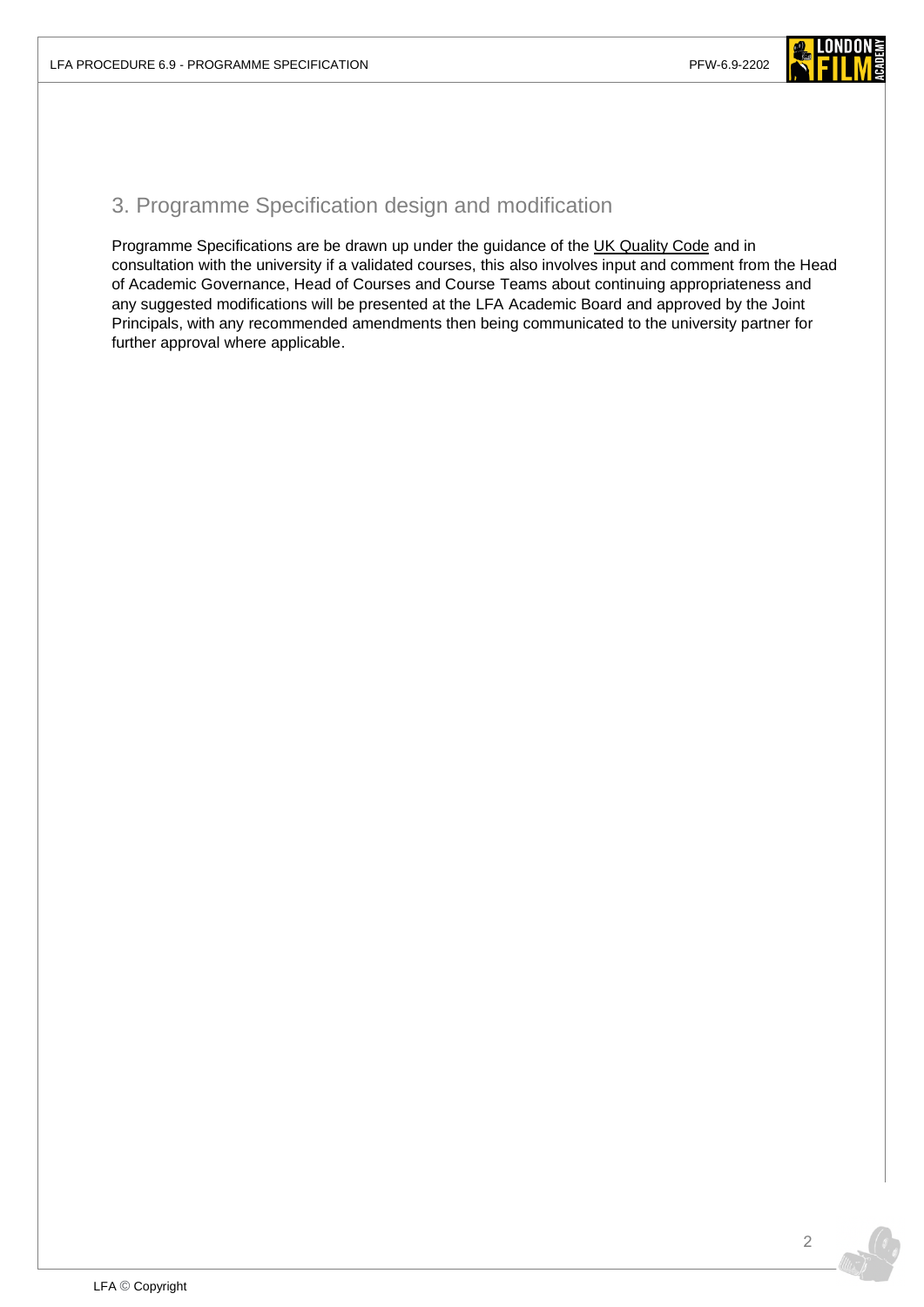## 3. Programme Specification design and modification

Programme Specifications are be drawn up under the guidance of the UK Quality Code and in consultation with the university if a validated courses, this also involves input and comment from the Head of Academic Governance, Head of Courses and Course Teams about continuing appropriateness and any suggested modifications will be presented at the LFA Academic Board and approved by the Joint Principals, with any recommended amendments then being communicated to the university partner for further approval where applicable.